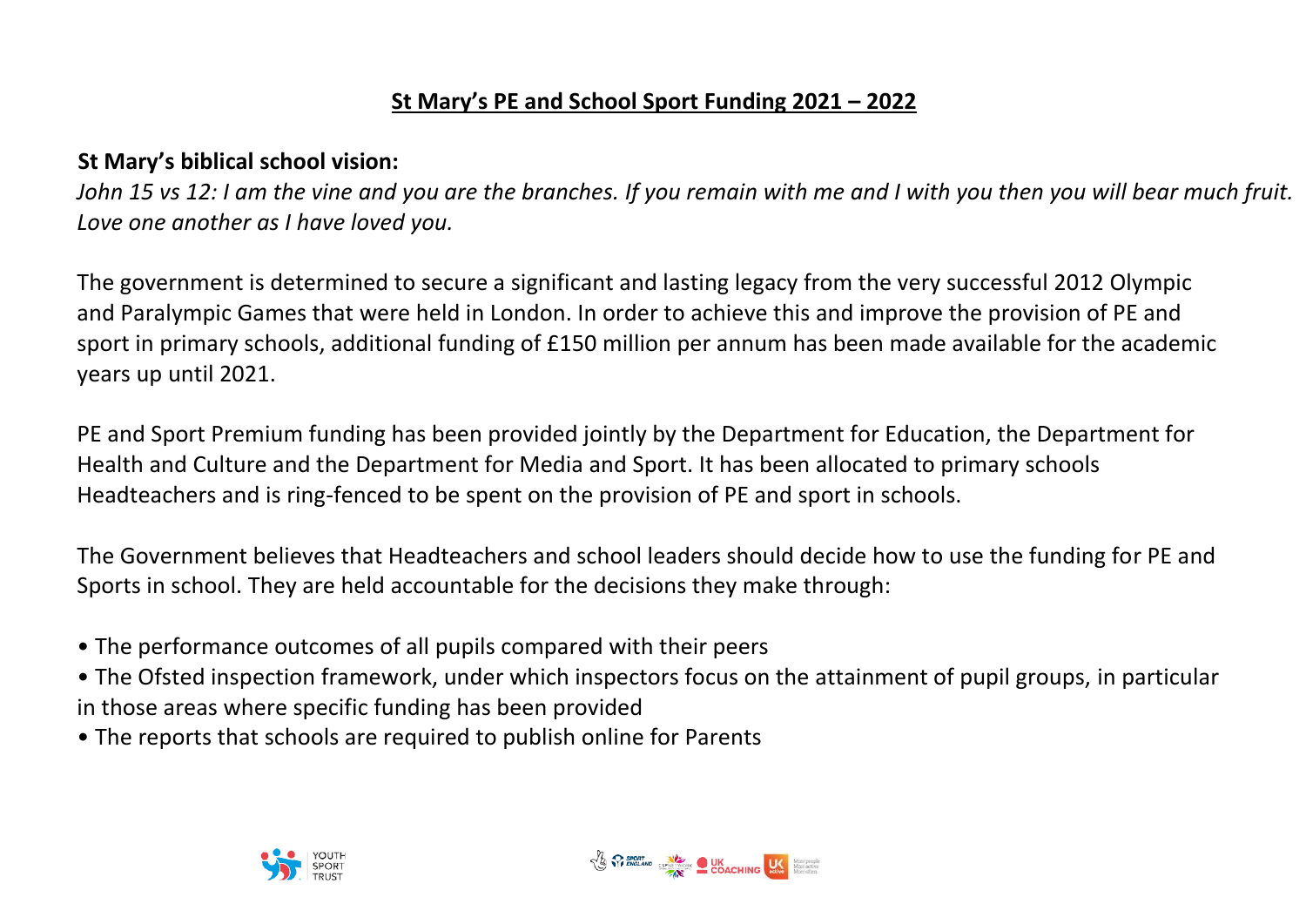# St Mary's PE and School Sport Funding 2021 – 2022

**St Mary's biblical school vision:**

*John 15 vs 12: I am the vine and you are the branches. If you remain with me and I with you then you will bear much fruit. Love one another as I have loved you.*

The government is determined to secure a significant and lasting legacy from the very successful 2012 Olympic and Paralympic Games that were held in London. In order to achieve this and improve the provision of PE and sport in primary schools, additional funding of £150 million per annum has been made available for the academic years up until 2021.

PE and Sport Premium funding has been provided jointly by the Department for Education, the Department for Health and Culture and the Department for Media and Sport. It has been allocated to primary schools Headteachers and is ring-fenced to be spent on the provision of PE and sport in schools.

The Government believes that Headteachers and school leaders should decide how to use the funding for PE and Sports in school. They are held accountable for the decisions they make through:

- The performance outcomes of all pupils compared with their peers
- The Ofsted inspection framework, under which inspectors focus on the attainment of pupil groups, in particular in those areas where specific funding has been provided
- The reports that schools are required to publish online for Parents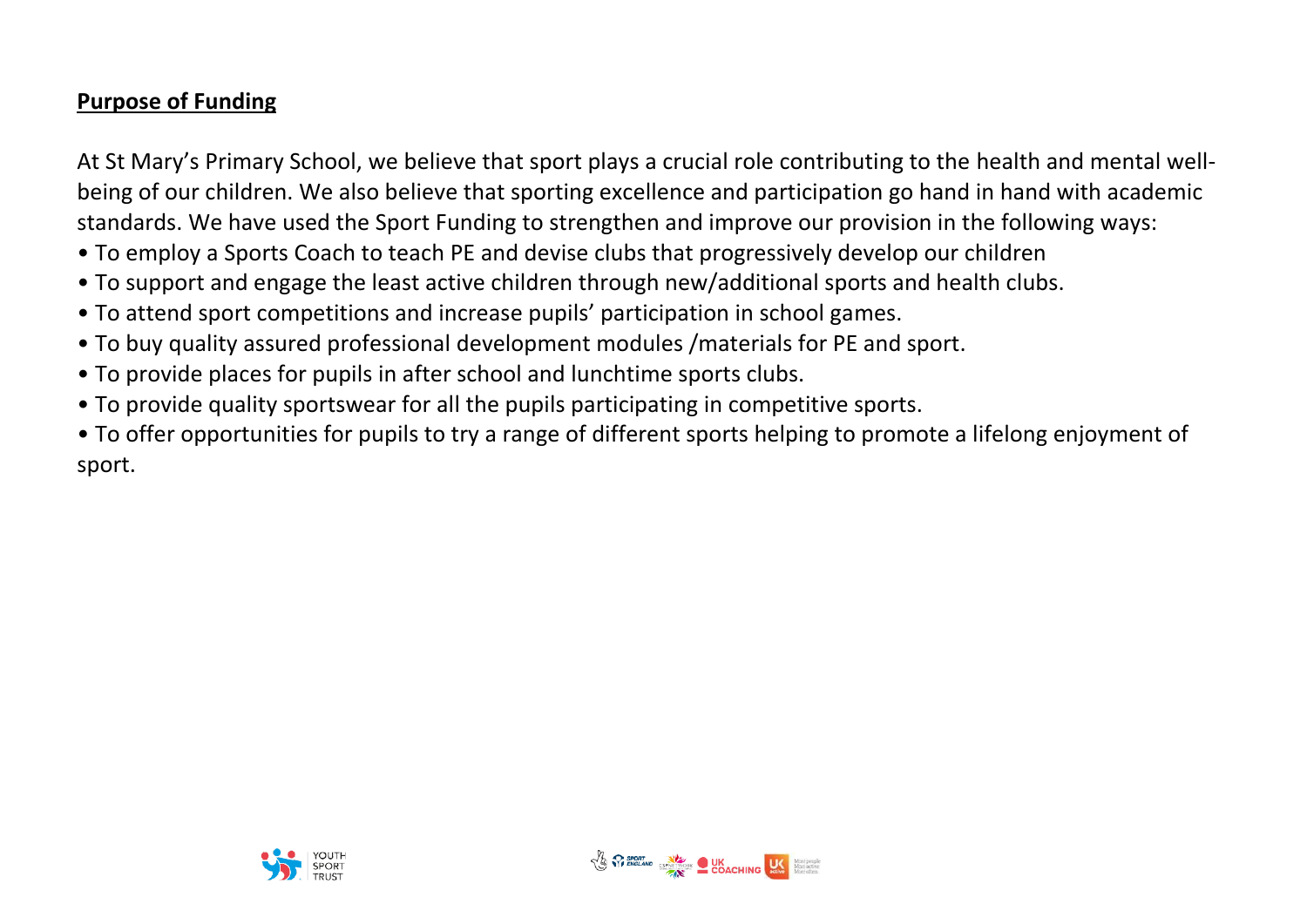## **Purpose of Funding**

At St Mary's Primary School, we believe that sport plays a crucial role contributing to the health and mental well-being of our children. We also believe that sporting excellence and participation go hand in hand with academic standards. We have used the Sport Funding to strengthen and improve our provision in the following ways:

- To employ a Sports Coach to teach PE and devise clubs that progressively develop our children
- To support and engage the least active children through new/additional sports and health clubs.
- To attend sport competitions and increase pupils' participation in school games.
- To buy quality assured professional development modules /materials for PE and sport.
- To provide places for pupils in after school and lunchtime sports clubs.
- To provide quality sportswear for all the pupils participating in competitive sports.
- To offer opportunities for pupils to try a range of different sports helping to promote a lifelong enjoyment of sport.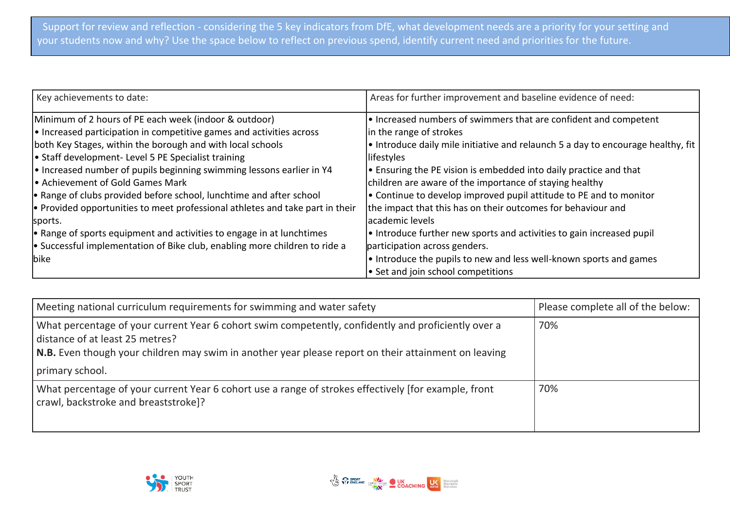Support for review and reflection - considering the 5 key indicators from DfE, what development needs are a priority for your setting and your students now and why? Use the space below to reflect on previous spend, identify current need and priorities for the future.

| Key achievements to date: | Areas for further improvement and baseline evidence of need: |
|---|---|
| Minimum of 2 hours of PE each week (indoor & outdoor)<br>• Increased participation in competitive games and activities across both Key Stages, within the borough and with local schools<br>• Staff development- Level 5 PE Specialist training<br>• Increased number of pupils beginning swimming lessons earlier in Y4<br>• Achievement of Gold Games Mark<br>• Range of clubs provided before school, lunchtime and after school<br>• Provided opportunities to meet professional athletes and take part in their sports.<br>• Range of sports equipment and activities to engage in at lunchtimes<br>• Successful implementation of Bike club, enabling more children to ride a bike | • Increased numbers of swimmers that are confident and competent in the range of strokes<br>• Introduce daily mile initiative and relaunch 5 a day to encourage healthy, fit lifestyles<br>• Ensuring the PE vision is embedded into daily practice and that children are aware of the importance of staying healthy<br>• Continue to develop improved pupil attitude to PE and to monitor the impact that this has on their outcomes for behaviour and academic levels<br>• Introduce further new sports and activities to gain increased pupil participation across genders.<br>• Introduce the pupils to new and less well-known sports and games<br>• Set and join school competitions |

| Meeting national curriculum requirements for swimming and water safety | Please complete all of the below: |
|---|---|
| What percentage of your current Year 6 cohort swim competently, confidently and proficiently over a distance of at least 25 metres?<br>**N.B.** Even though your children may swim in another year please report on their attainment on leaving primary school. | 70% |
| What percentage of your current Year 6 cohort use a range of strokes effectively [for example, front crawl, backstroke and breaststroke]? | 70% |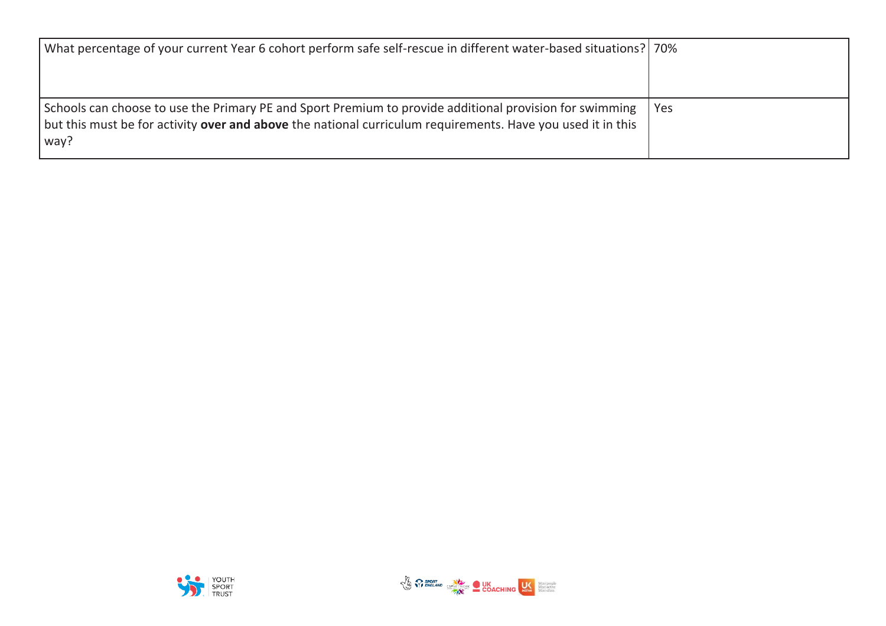| | |
|---|---|
| What percentage of your current Year 6 cohort perform safe self-rescue in different water-based situations? | 70% |
| Schools can choose to use the Primary PE and Sport Premium to provide additional provision for swimming but this must be for activity **over and above** the national curriculum requirements. Have you used it in this way? | Yes |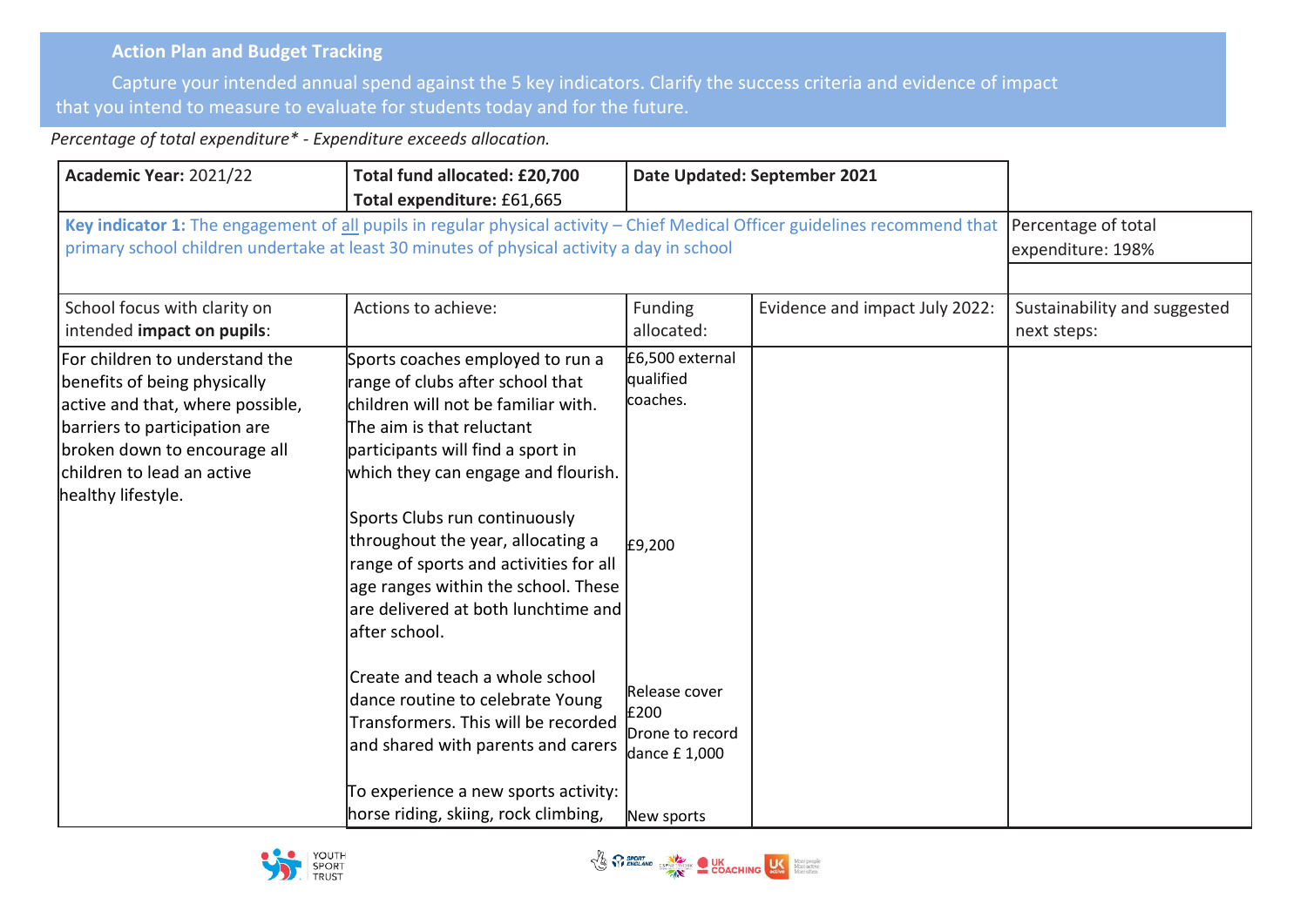**Action Plan and Budget Tracking**

Capture your intended annual spend against the 5 key indicators. Clarify the success criteria and evidence of impact that you intend to measure to evaluate for students today and for the future.

*Percentage of total expenditure\* - Expenditure exceeds allocation.*

| **Academic Year:** 2021/22 | **Total fund allocated: £20,700** **Total expenditure:** £61,665 | **Date Updated: September 2021** | | |
|---|---|---|---|---|
| **Key indicator 1:** The engagement of all pupils in regular physical activity – Chief Medical Officer guidelines recommend that primary school children undertake at least 30 minutes of physical activity a day in school | | | | Percentage of total expenditure: 198% |
| School focus with clarity on intended **impact on pupils**: | Actions to achieve: | Funding allocated: | Evidence and impact July 2022: | Sustainability and suggested next steps: |
| For children to understand the benefits of being physically active and that, where possible, barriers to participation are broken down to encourage all children to lead an active healthy lifestyle. | Sports coaches employed to run a range of clubs after school that children will not be familiar with. The aim is that reluctant participants will find a sport in which they can engage and flourish.<br><br>Sports Clubs run continuously throughout the year, allocating a range of sports and activities for all age ranges within the school. These are delivered at both lunchtime and after school.<br><br>Create and teach a whole school dance routine to celebrate Young Transformers. This will be recorded and shared with parents and carers<br><br>To experience a new sports activity: horse riding, skiing, rock climbing, | £6,500 external qualified coaches.<br><br>£9,200<br><br>Release cover £200<br>Drone to record dance £ 1,000<br><br>New sports | | |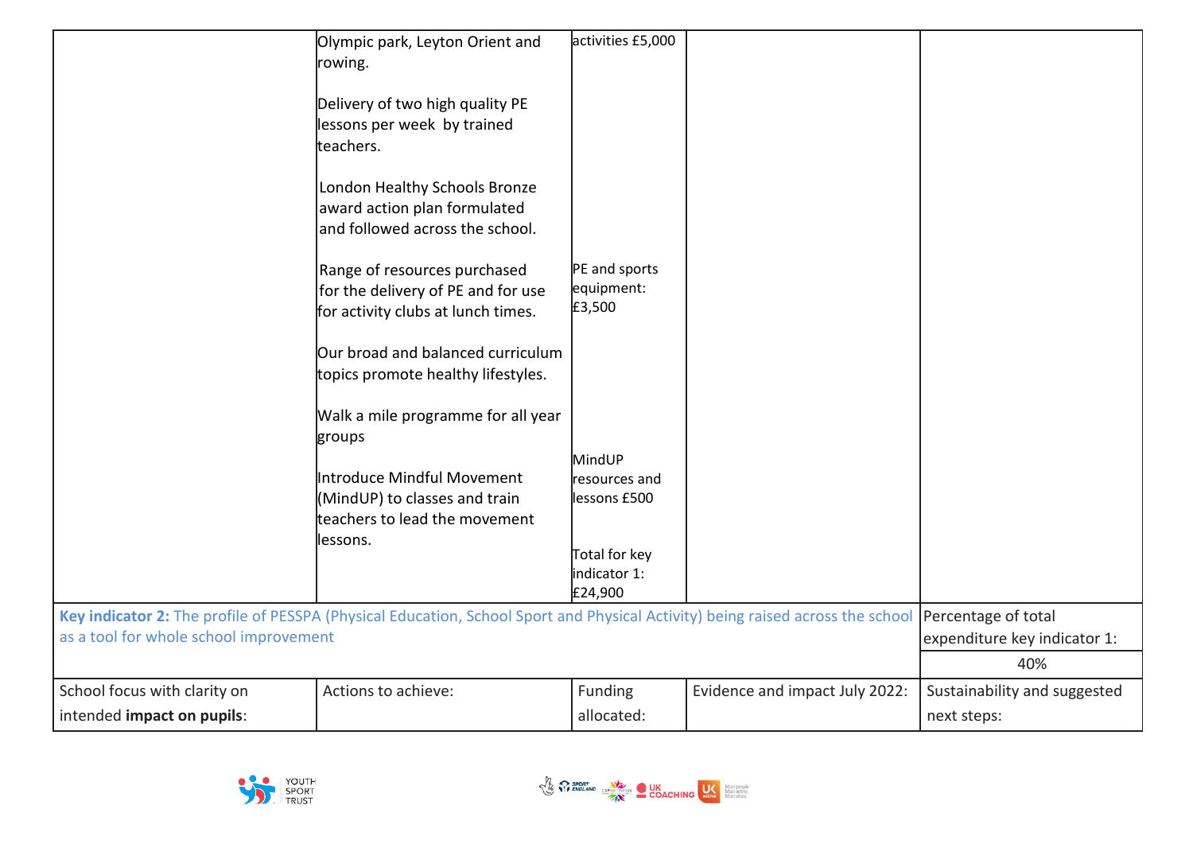| | | | | |
|---|---|---|---|---|
| | Olympic park, Leyton Orient and rowing.<br><br>Delivery of two high quality PE lessons per week by trained teachers.<br><br>London Healthy Schools Bronze award action plan formulated and followed across the school.<br><br>Range of resources purchased for the delivery of PE and for use for activity clubs at lunch times.<br><br>Our broad and balanced curriculum topics promote healthy lifestyles.<br><br>Walk a mile programme for all year groups<br><br>Introduce Mindful Movement (MindUP) to classes and train teachers to lead the movement lessons. | activities £5,000<br><br>PE and sports equipment: £3,500<br><br>MindUP resources and lessons £500<br><br>Total for key indicator 1: £24,900 | | |

| | | | | |
|---|---|---|---|---|
| **Key indicator 2:** The profile of PESSPA (Physical Education, School Sport and Physical Activity) being raised across the school as a tool for whole school improvement | | | | Percentage of total expenditure key indicator 1:<br>40% |
| School focus with clarity on intended **impact on pupils**: | Actions to achieve: | Funding allocated: | Evidence and impact July 2022: | Sustainability and suggested next steps: |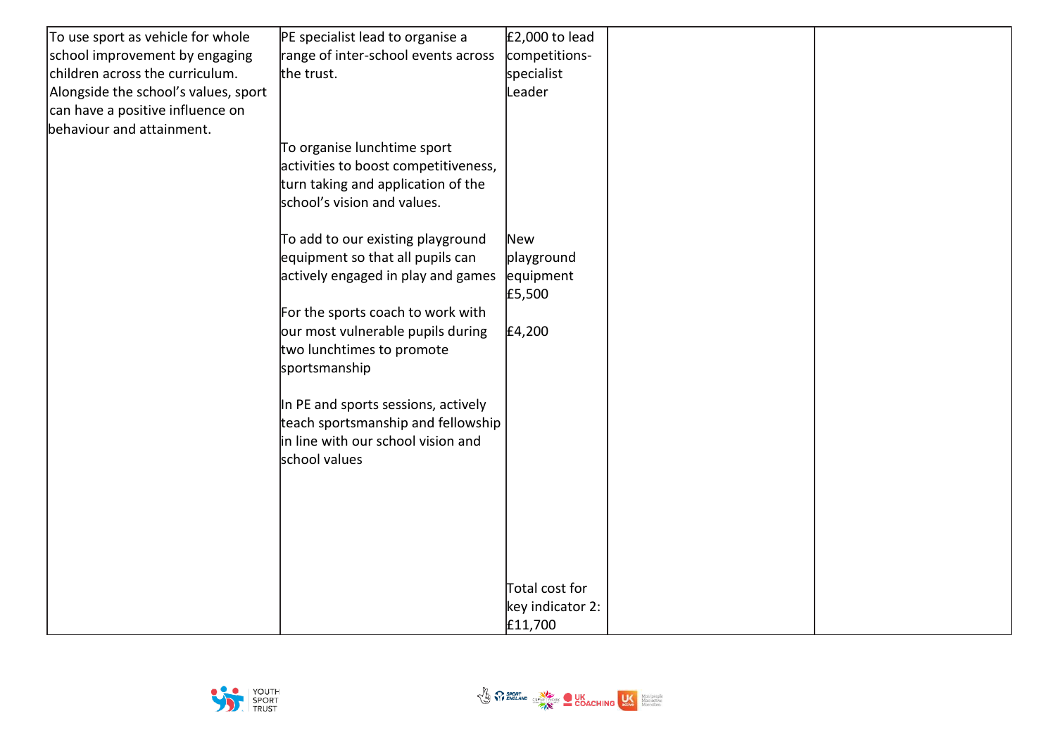| | | | | |
|---|---|---|---|---|
| To use sport as vehicle for whole school improvement by engaging children across the curriculum. Alongside the school's values, sport can have a positive influence on behaviour and attainment. | PE specialist lead to organise a range of inter-school events across the trust.<br><br>To organise lunchtime sport activities to boost competitiveness, turn taking and application of the school's vision and values.<br><br>To add to our existing playground equipment so that all pupils can actively engaged in play and games<br><br>For the sports coach to work with our most vulnerable pupils during two lunchtimes to promote sportsmanship<br><br>In PE and sports sessions, actively teach sportsmanship and fellowship in line with our school vision and school values | £2,000 to lead competitions- specialist Leader<br><br>New playground equipment £5,500<br><br>£4,200<br><br>Total cost for key indicator 2: £11,700 | | |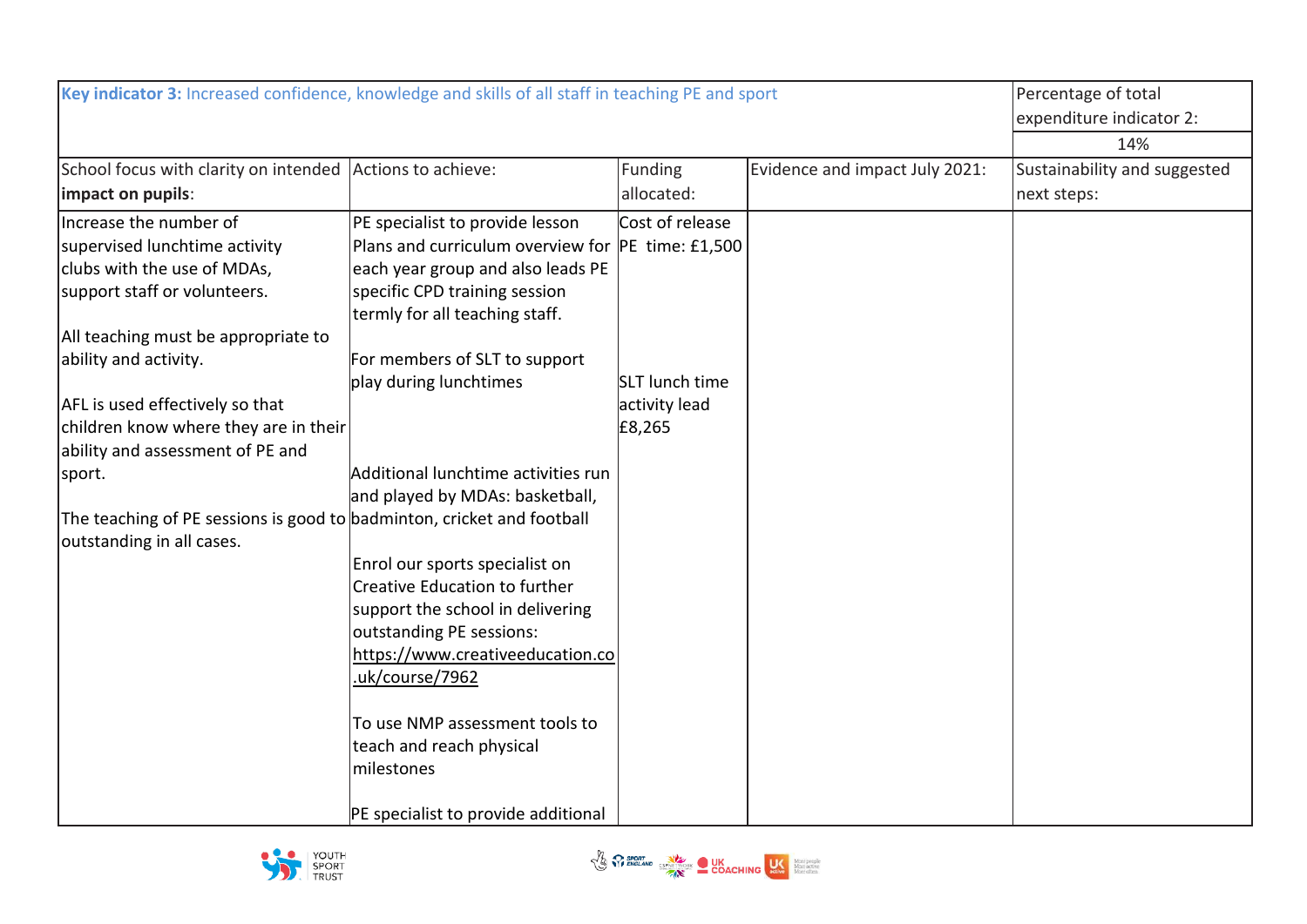| **Key indicator 3:** Increased confidence, knowledge and skills of all staff in teaching PE and sport | | | | Percentage of total expenditure indicator 2: |
|---|---|---|---|---|
| | | | | 14% |
| School focus with clarity on intended **impact on pupils**: | Actions to achieve: | Funding allocated: | Evidence and impact July 2021: | Sustainability and suggested next steps: |
| Increase the number of supervised lunchtime activity clubs with the use of MDAs, support staff or volunteers.<br><br>All teaching must be appropriate to ability and activity.<br><br>AFL is used effectively so that children know where they are in their ability and assessment of PE and sport.<br><br>The teaching of PE sessions is good to outstanding in all cases. | PE specialist to provide lesson Plans and curriculum overview for each year group and also leads PE specific CPD training session termly for all teaching staff.<br><br>For members of SLT to support play during lunchtimes<br><br>Additional lunchtime activities run and played by MDAs: basketball, badminton, cricket and football<br><br>Enrol our sports specialist on Creative Education to further support the school in delivering outstanding PE sessions: https://www.creativeeducation.co.uk/course/7962<br><br>To use NMP assessment tools to teach and reach physical milestones<br><br>PE specialist to provide additional | Cost of release PE time: £1,500<br><br>SLT lunch time activity lead £8,265 | | |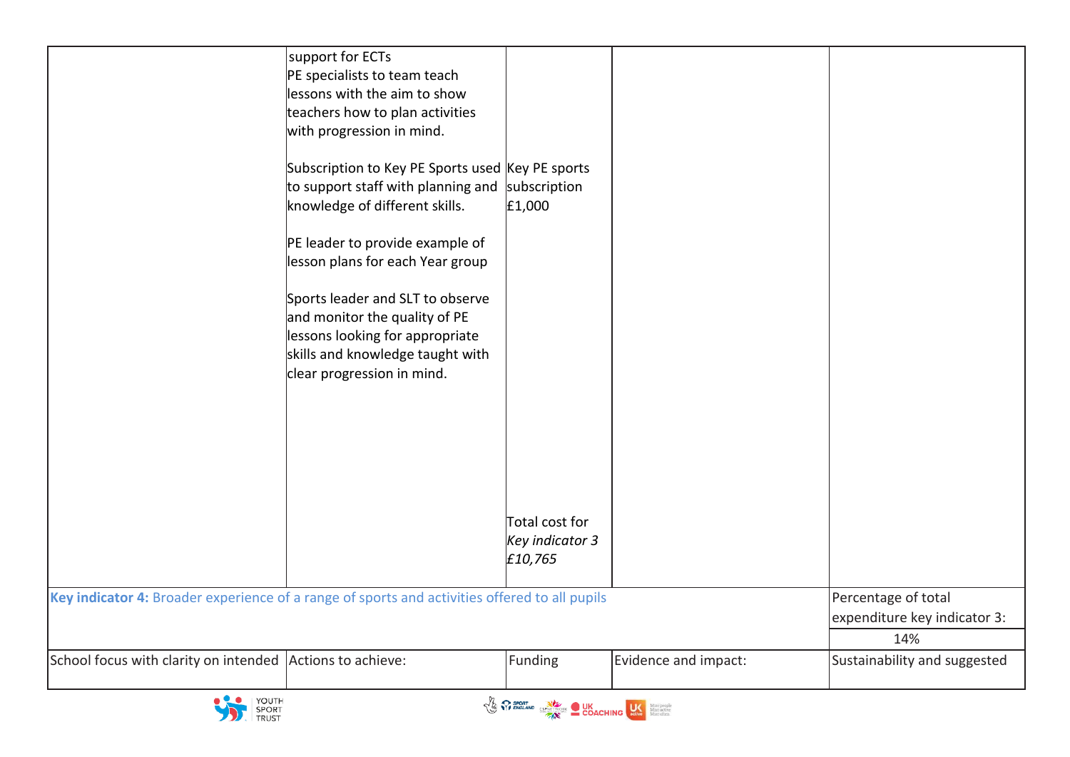|  | support for ECTs<br>PE specialists to team teach lessons with the aim to show teachers how to plan activities with progression in mind.<br><br>Subscription to Key PE Sports used to support staff with planning and knowledge of different skills.<br><br>PE leader to provide example of lesson plans for each Year group<br><br>Sports leader and SLT to observe and monitor the quality of PE lessons looking for appropriate skills and knowledge taught with clear progression in mind. | Key PE sports subscription £1,000<br><br>Total cost for *Key indicator 3 £10,765* |  |  |
|---|---|---|---|---|
| **Key indicator 4:** Broader experience of a range of sports and activities offered to all pupils | | | | Percentage of total expenditure key indicator 3:<br>14% |
| School focus with clarity on intended | Actions to achieve: | Funding | Evidence and impact: | Sustainability and suggested |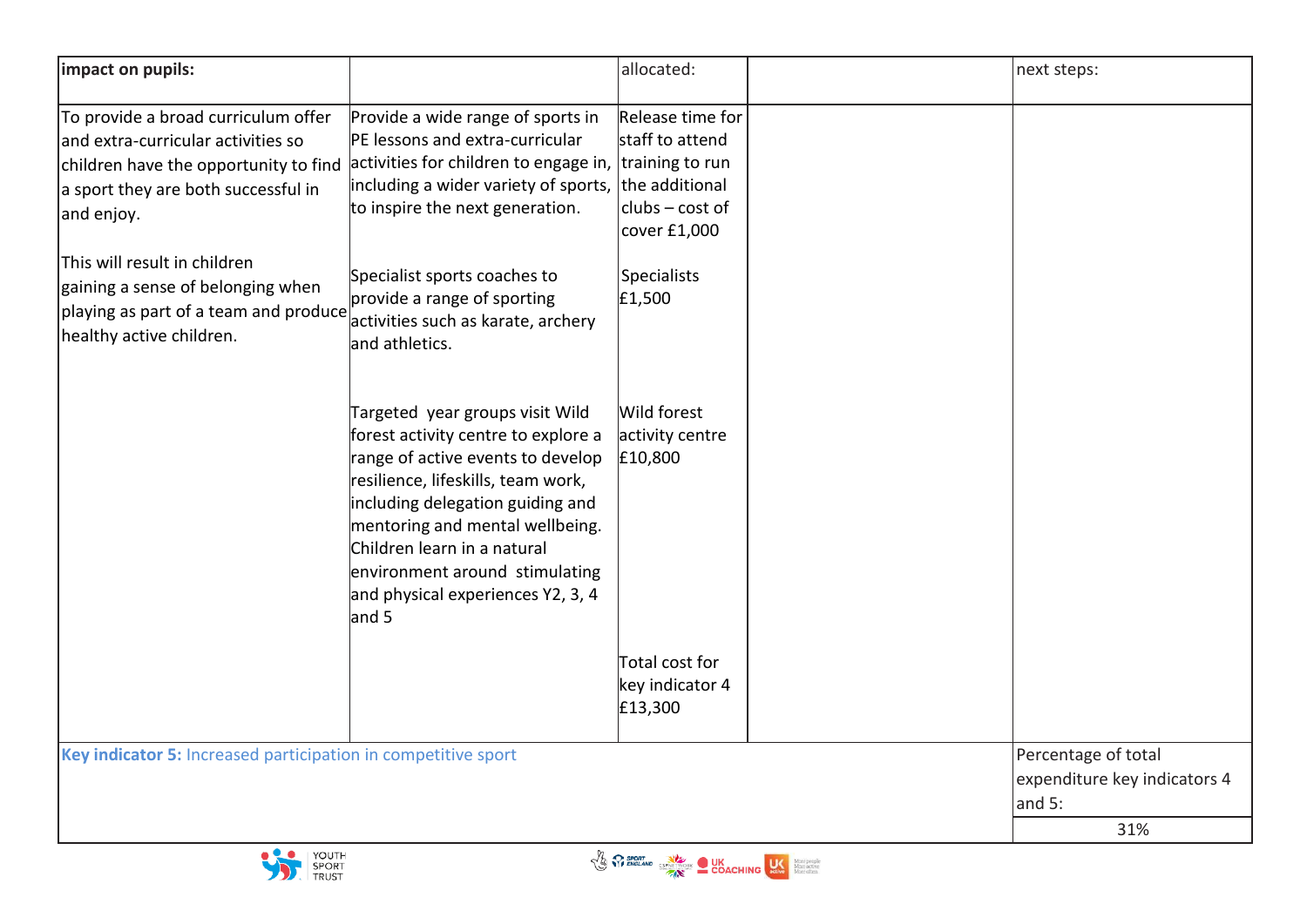| impact on pupils: | | allocated: | | next steps: |
|---|---|---|---|---|
| To provide a broad curriculum offer and extra-curricular activities so children have the opportunity to find a sport they are both successful in and enjoy.<br><br>This will result in children gaining a sense of belonging when playing as part of a team and produce healthy active children. | Provide a wide range of sports in PE lessons and extra-curricular activities for children to engage in, including a wider variety of sports, to inspire the next generation.<br><br>Specialist sports coaches to provide a range of sporting activities such as karate, archery and athletics.<br><br>Targeted year groups visit Wild forest activity centre to explore a range of active events to develop resilience, lifeskills, team work, including delegation guiding and mentoring and mental wellbeing. Children learn in a natural environment around stimulating and physical experiences Y2, 3, 4 and 5 | Release time for staff to attend training to run the additional clubs – cost of cover £1,000<br><br>Specialists £1,500<br><br>Wild forest activity centre £10,800<br><br>Total cost for key indicator 4 £13,300 | | |
| **Key indicator 5:** Increased participation in competitive sport | | | | Percentage of total expenditure key indicators 4 and 5:<br>31% |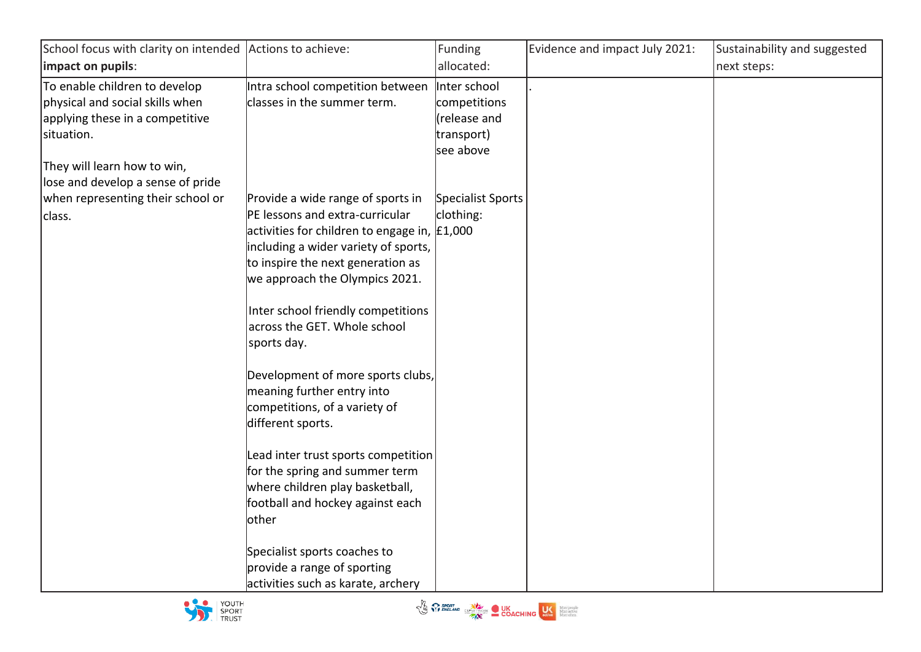| School focus with clarity on intended **impact on pupils**: | Actions to achieve: | Funding allocated: | Evidence and impact July 2021: | Sustainability and suggested next steps: |
|---|---|---|---|---|
| To enable children to develop physical and social skills when applying these in a competitive situation.<br><br>They will learn how to win, lose and develop a sense of pride when representing their school or class. | Intra school competition between classes in the summer term.<br><br>Provide a wide range of sports in PE lessons and extra-curricular activities for children to engage in, including a wider variety of sports, to inspire the next generation as we approach the Olympics 2021.<br><br>Inter school friendly competitions across the GET. Whole school sports day.<br><br>Development of more sports clubs, meaning further entry into competitions, of a variety of different sports.<br><br>Lead inter trust sports competition for the spring and summer term where children play basketball, football and hockey against each other<br><br>Specialist sports coaches to provide a range of sporting activities such as karate, archery | Inter school competitions (release and transport) see above<br><br>Specialist Sports clothing: £1,000 | . | |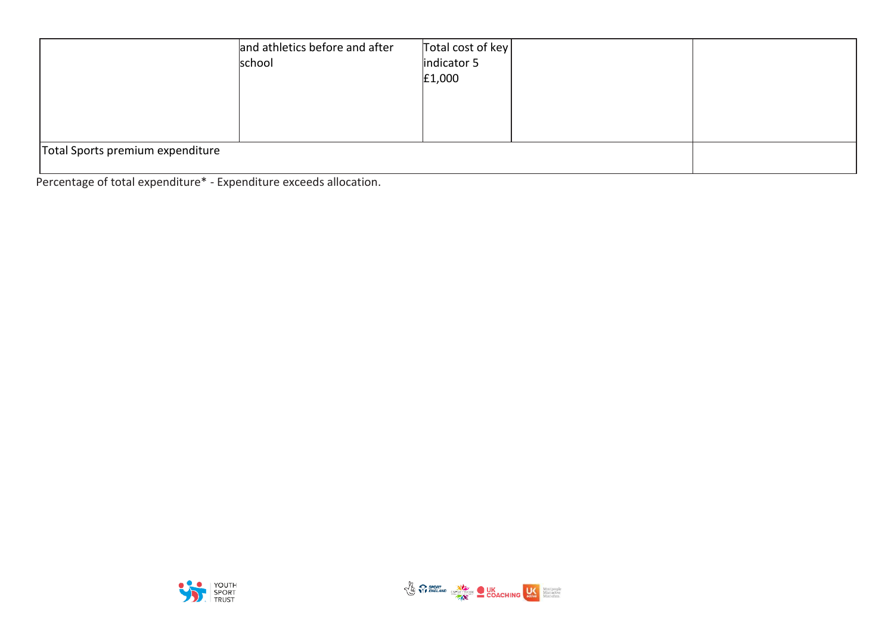| | | | | |
|---|---|---|---|---|
| | and athletics before and after school | Total cost of key indicator 5 £1,000 | | |
| Total Sports premium expenditure | | | | |

Percentage of total expenditure* - Expenditure exceeds allocation.